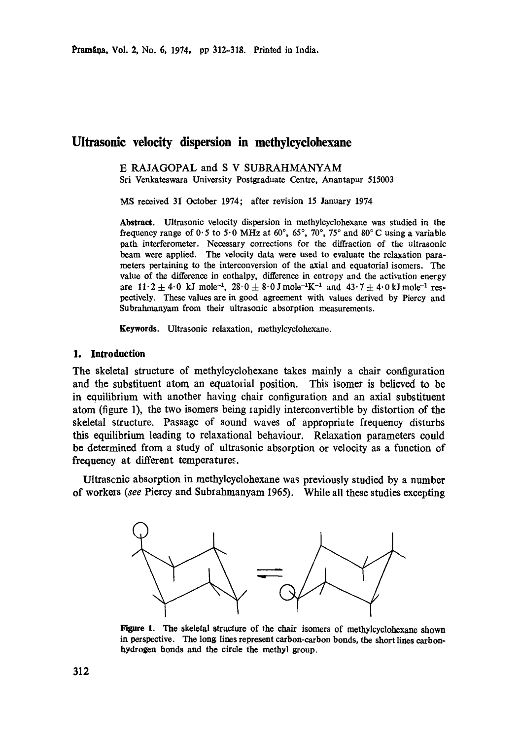# Ultrasonic velocity dispersion in methylcyclohexane

E RAJAGOPAL and S V SUBRAHMANYAM
Sri Venkateswara University Postgraduate Centre, Anantapur 515003

MS received 31 October 1974; after revision 15 January 1974

**Abstract.** Ultrasonic velocity dispersion in methylcyclohexane was studied in the frequency range of 0·5 to 5·0 MHz at 60°, 65°, 70°, 75° and 80° C using a variable path interferometer. Necessary corrections for the diffraction of the ultrasonic beam were applied. The velocity data were used to evaluate the relaxation parameters pertaining to the interconversion of the axial and equatorial isomers. The value of the difference in enthalpy, difference in entropy and the activation energy are $11 \cdot 2 \pm 4 \cdot 0$ kJ mole$^{-1}$, $28 \cdot 0 \pm 8 \cdot 0$ J mole$^{-1}$K$^{-1}$ and $43 \cdot 7 \pm 4 \cdot 0$ kJ mole$^{-1}$ respectively. These values are in good agreement with values derived by Piercy and Subrahmanyam from their ultrasonic absorption measurements.

**Keywords.** Ultrasonic relaxation, methylcyclohexane.

## 1. Introduction

The skeletal structure of methylcyclohexane takes mainly a chair configuration and the substituent atom an equatorial position. This isomer is believed to be in equilibrium with another having chair configuration and an axial substituent atom (figure 1), the two isomers being rapidly interconvertible by distortion of the skeletal structure. Passage of sound waves of appropriate frequency disturbs this equilibrium leading to relaxational behaviour. Relaxation parameters could be determined from a study of ultrasonic absorption or velocity as a function of frequency at different temperatures.

Ultrasonic absorption in methylcyclohexane was previously studied by a number of workers (*see* Piercy and Subrahmanyam 1965). While all these studies excepting

**Figure 1.** The skeletal structure of the chair isomers of methylcyclohexane shown in perspective. The long lines represent carbon-carbon bonds, the short lines carbon-hydrogen bonds and the circle the methyl group.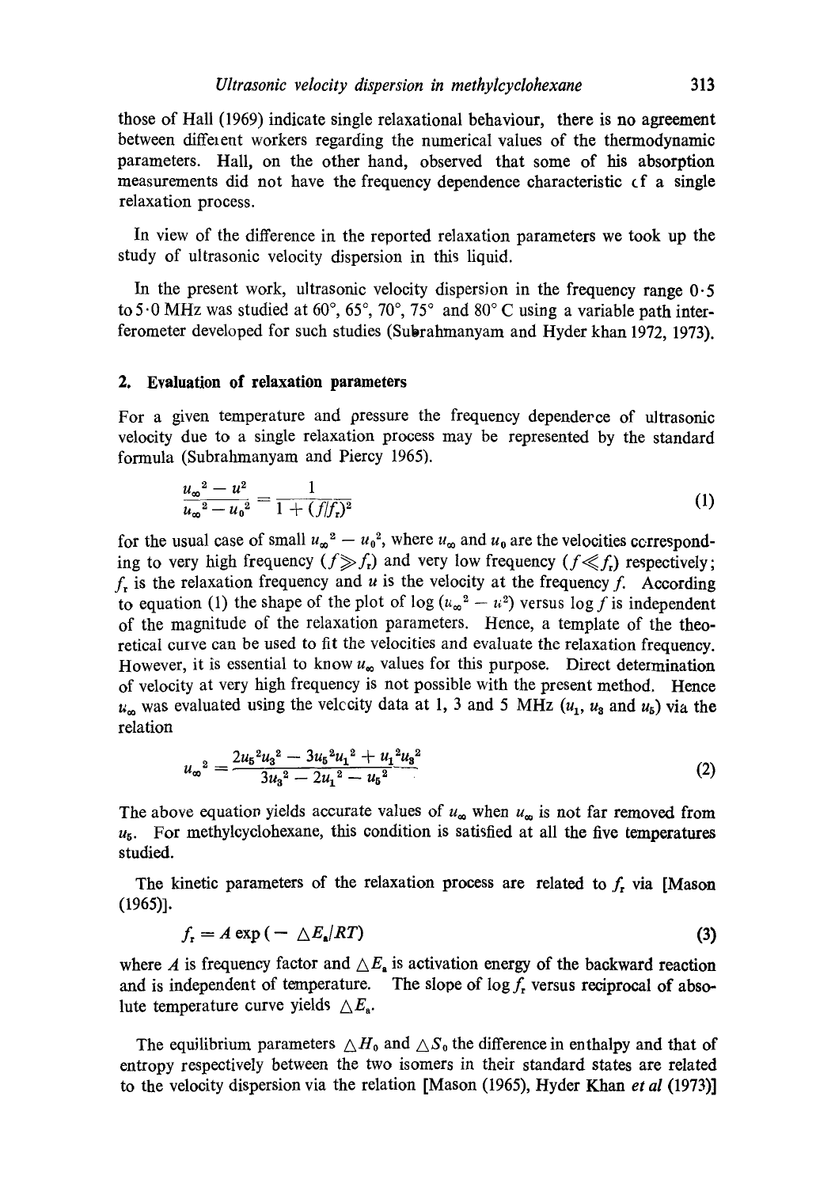those of Hall (1969) indicate single relaxational behaviour, there is no agreement between different workers regarding the numerical values of the thermodynamic parameters. Hall, on the other hand, observed that some of his absorption measurements did not have the frequency dependence characteristic of a single relaxation process.

In view of the difference in the reported relaxation parameters we took up the study of ultrasonic velocity dispersion in this liquid.

In the present work, ultrasonic velocity dispersion in the frequency range 0·5 to 5·0 MHz was studied at 60°, 65°, 70°, 75° and 80° C using a variable path interferometer developed for such studies (Subrahmanyam and Hyder khan 1972, 1973).

## 2. Evaluation of relaxation parameters

For a given temperature and pressure the frequency dependence of ultrasonic velocity due to a single relaxation process may be represented by the standard formula (Subrahmanyam and Piercy 1965).

$$\frac{u_\infty^2 - u^2}{u_\infty^2 - u_0^2} = \frac{1}{1 + (f/f_r)^2} \tag{1}$$

for the usual case of small $u_\infty^2 - u_0^2$, where $u_\infty$ and $u_0$ are the velocities corresponding to very high frequency ($f \gg f_r$) and very low frequency ($f \ll f_r$) respectively; $f_r$ is the relaxation frequency and $u$ is the velocity at the frequency $f$. According to equation (1) the shape of the plot of $\log (u_\infty^2 - u^2)$ versus $\log f$ is independent of the magnitude of the relaxation parameters. Hence, a template of the theoretical curve can be used to fit the velocities and evaluate the relaxation frequency. However, it is essential to know $u_\infty$ values for this purpose. Direct determination of velocity at very high frequency is not possible with the present method. Hence $u_\infty$ was evaluated using the velocity data at 1, 3 and 5 MHz ($u_1$, $u_3$ and $u_5$) via the relation

$$u_\infty^2 = \frac{2u_5^2 u_3^2 - 3u_5^2 u_1^2 + u_1^2 u_3^2}{3u_3^2 - 2u_1^2 - u_5^2} \tag{2}$$

The above equation yields accurate values of $u_\infty$ when $u_\infty$ is not far removed from $u_5$. For methylcyclohexane, this condition is satisfied at all the five temperatures studied.

The kinetic parameters of the relaxation process are related to $f_r$ via [Mason (1965)].

$$f_r = A \exp(-\triangle E_a/RT) \tag{3}$$

where $A$ is frequency factor and $\triangle E_a$ is activation energy of the backward reaction and is independent of temperature. The slope of $\log f_r$ versus reciprocal of absolute temperature curve yields $\triangle E_a$.

The equilibrium parameters $\triangle H_0$ and $\triangle S_0$ the difference in enthalpy and that of entropy respectively between the two isomers in their standard states are related to the velocity dispersion via the relation [Mason (1965), Hyder Khan *et al* (1973)]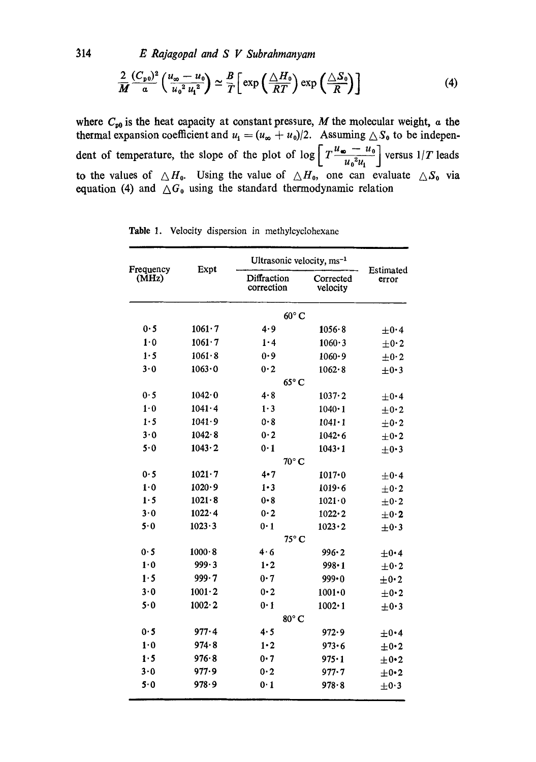$$\frac{2}{M}\frac{(C_{p0})^2}{a}\left(\frac{u_\infty - u_0}{u_0^2 u_1^2}\right) \simeq \frac{B}{T}\left[\exp\left(\frac{\triangle H_0}{RT}\right)\exp\left(\frac{\triangle S_0}{R}\right)\right] \tag{4}$$

where $C_{p0}$ is the heat capacity at constant pressure, $M$ the molecular weight, $a$ the thermal expansion coefficient and $u_1 = (u_\infty + u_0)/2$. Assuming $\triangle S_0$ to be independent of temperature, the slope of the plot of $\log\left[T\frac{u_\infty - u_0}{u_0^2 u_1}\right]$ versus $1/T$ leads to the values of $\triangle H_0$. Using the value of $\triangle H_0$, one can evaluate $\triangle S_0$ via equation (4) and $\triangle G_0$ using the standard thermodynamic relation

Table 1. Velocity dispersion in methylcyclohexane

| Frequency (MHz) | Ultrasonic velocity, $ms^{-1}$ Expt | Diffraction correction | Corrected velocity | Estimated error |
|---|---|---|---|---|
| | | 60° C | | |
| 0·5 | 1061·7 | 4·9 | 1056·8 | ±0·4 |
| 1·0 | 1061·7 | 1·4 | 1060·3 | ±0·2 |
| 1·5 | 1061·8 | 0·9 | 1060·9 | ±0·2 |
| 3·0 | 1063·0 | 0·2 | 1062·8 | ±0·3 |
| | | 65° C | | |
| 0·5 | 1042·0 | 4·8 | 1037·2 | ±0·4 |
| 1·0 | 1041·4 | 1·3 | 1040·1 | ±0·2 |
| 1·5 | 1041·9 | 0·8 | 1041·1 | ±0·2 |
| 3·0 | 1042·8 | 0·2 | 1042·6 | ±0·2 |
| 5·0 | 1043·2 | 0·1 | 1043·1 | ±0·3 |
| | | 70° C | | |
| 0·5 | 1021·7 | 4·7 | 1017·0 | ±0·4 |
| 1·0 | 1020·9 | 1·3 | 1019·6 | ±0·2 |
| 1·5 | 1021·8 | 0·8 | 1021·0 | ±0·2 |
| 3·0 | 1022·4 | 0·2 | 1022·2 | ±0·2 |
| 5·0 | 1023·3 | 0·1 | 1023·2 | ±0·3 |
| | | 75° C | | |
| 0·5 | 1000·8 | 4·6 | 996·2 | ±0·4 |
| 1·0 | 999·3 | 1·2 | 998·1 | ±0·2 |
| 1·5 | 999·7 | 0·7 | 999·0 | ±0·2 |
| 3·0 | 1001·2 | 0·2 | 1001·0 | ±0·2 |
| 5·0 | 1002·2 | 0·1 | 1002·1 | ±0·3 |
| | | 80° C | | |
| 0·5 | 977·4 | 4·5 | 972·9 | ±0·4 |
| 1·0 | 974·8 | 1·2 | 973·6 | ±0·2 |
| 1·5 | 976·8 | 0·7 | 975·1 | ±0·2 |
| 3·0 | 977·9 | 0·2 | 977·7 | ±0·2 |
| 5·0 | 978·9 | 0·1 | 978·8 | ±0·3 |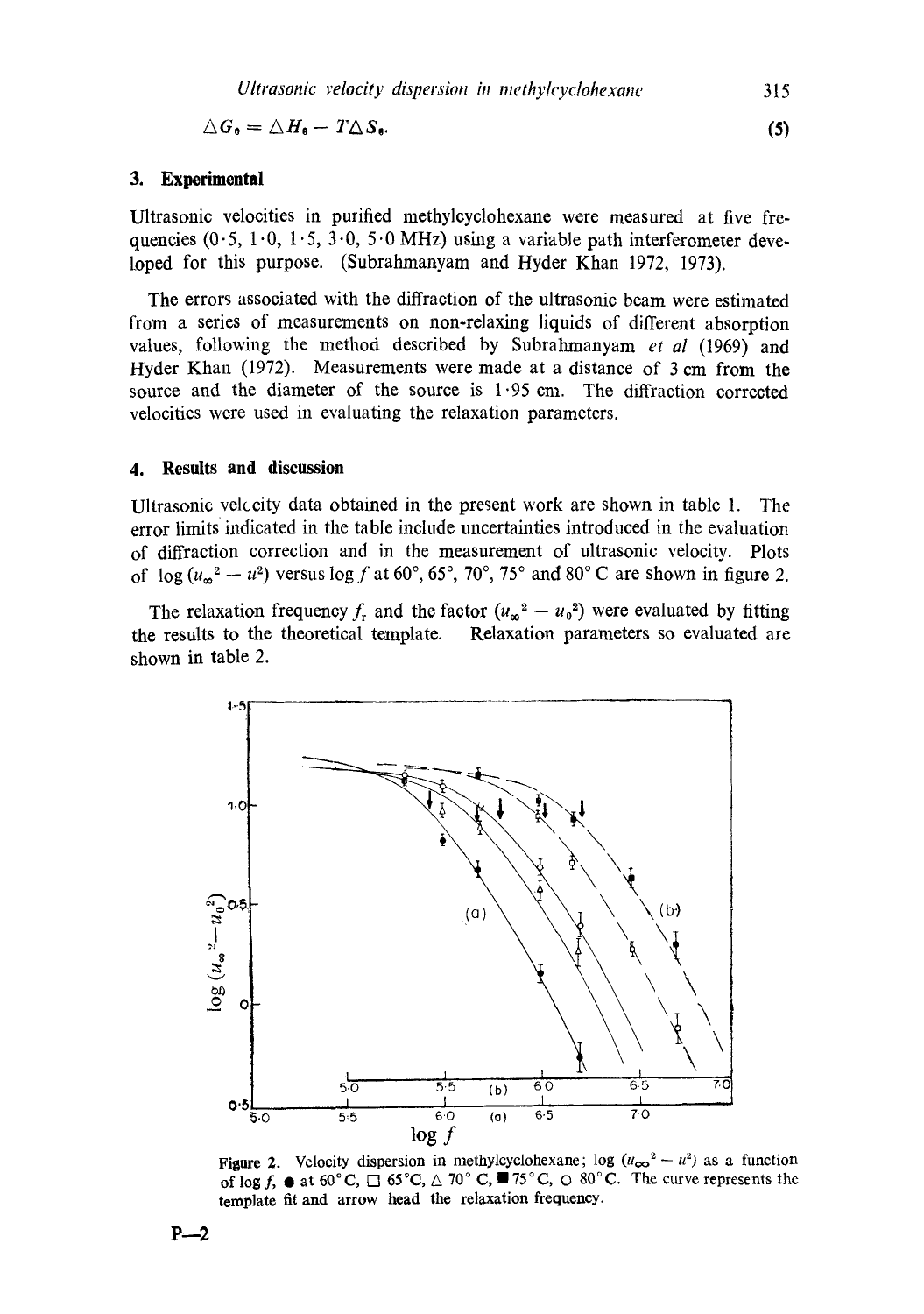$$\triangle G_{\theta} = \triangle H_{\theta} - T\triangle S_{\theta}. \tag{5}$$

## 3. Experimental

Ultrasonic velocities in purified methylcyclohexane were measured at five frequencies (0·5, 1·0, 1·5, 3·0, 5·0 MHz) using a variable path interferometer developed for this purpose. (Subrahmanyam and Hyder Khan 1972, 1973).

The errors associated with the diffraction of the ultrasonic beam were estimated from a series of measurements on non-relaxing liquids of different absorption values, following the method described by Subrahmanyam *et al* (1969) and Hyder Khan (1972). Measurements were made at a distance of 3 cm from the source and the diameter of the source is 1·95 cm. The diffraction corrected velocities were used in evaluating the relaxation parameters.

## 4. Results and discussion

Ultrasonic velocity data obtained in the present work are shown in table 1. The error limits indicated in the table include uncertainties introduced in the evaluation of diffraction correction and in the measurement of ultrasonic velocity. Plots of $\log (u_\infty^2 - u^2)$ versus $\log f$ at 60°, 65°, 70°, 75° and 80° C are shown in figure 2.

The relaxation frequency $f_r$ and the factor $(u_\infty^2 - u_0^2)$ were evaluated by fitting the results to the theoretical template. Relaxation parameters so evaluated are shown in table 2.

**Figure 2.** Velocity dispersion in methylcyclohexane; $\log (u_\infty^2 - u^2)$ as a function of $\log f$, ● at 60°C, □ 65°C, △ 70° C, ■ 75° C, ○ 80° C. The curve represents the template fit and arrow head the relaxation frequency.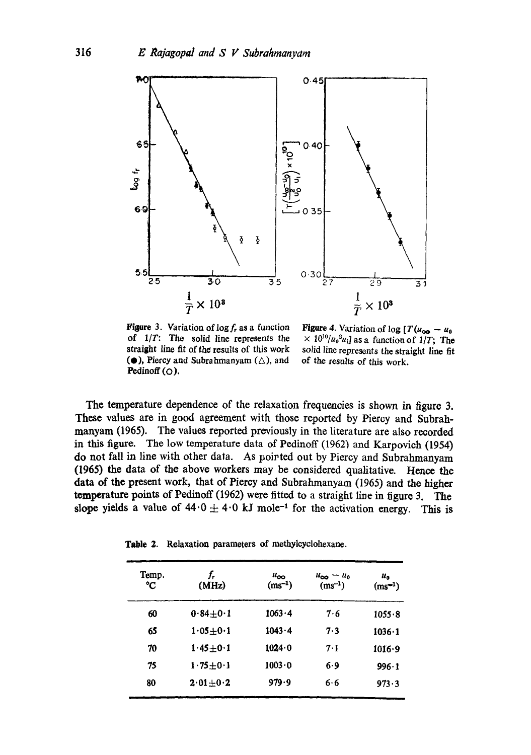Figure 3. Variation of $\log f_r$ as a function of $1/T$: The solid line represents the straight line fit of the results of this work (●), Piercy and Subrahmanyam (△), and Pedinoff (○).

Figure 4. Variation of $\log [T(u_\infty - u_0 \times 10^{10}/u_0^2 u_i]$ as a function of $1/T$; The solid line represents the straight line fit of the results of this work.

The temperature dependence of the relaxation frequencies is shown in figure 3. These values are in good agreement with those reported by Piercy and Subrahmanyam (1965). The values reported previously in the literature are also recorded in this figure. The low temperature data of Pedinoff (1962) and Karpovich (1954) do not fall in line with other data. As pointed out by Piercy and Subrahmanyam (1965) the data of the above workers may be considered qualitative. Hence the data of the present work, that of Piercy and Subrahmanyam (1965) and the higher temperature points of Pedinoff (1962) were fitted to a straight line in figure 3. The slope yields a value of $44 \cdot 0 \pm 4 \cdot 0$ kJ mole$^{-1}$ for the activation energy. This is

Table 2. Relaxation parameters of methylcyclohexane.

| Temp. °C | $f_r$ (MHz) | $u_\infty$ (ms$^{-1}$) | $u_\infty - u_0$ (ms$^{-1}$) | $u_0$ (ms$^{-1}$) |
|---|---|---|---|---|
| 60 | $0 \cdot 84 \pm 0 \cdot 1$ | 1063·4 | 7·6 | 1055·8 |
| 65 | $1 \cdot 05 \pm 0 \cdot 1$ | 1043·4 | 7·3 | 1036·1 |
| 70 | $1 \cdot 45 \pm 0 \cdot 1$ | 1024·0 | 7·1 | 1016·9 |
| 75 | $1 \cdot 75 \pm 0 \cdot 1$ | 1003·0 | 6·9 | 996·1 |
| 80 | $2 \cdot 01 \pm 0 \cdot 2$ | 979·9 | 6·6 | 973·3 |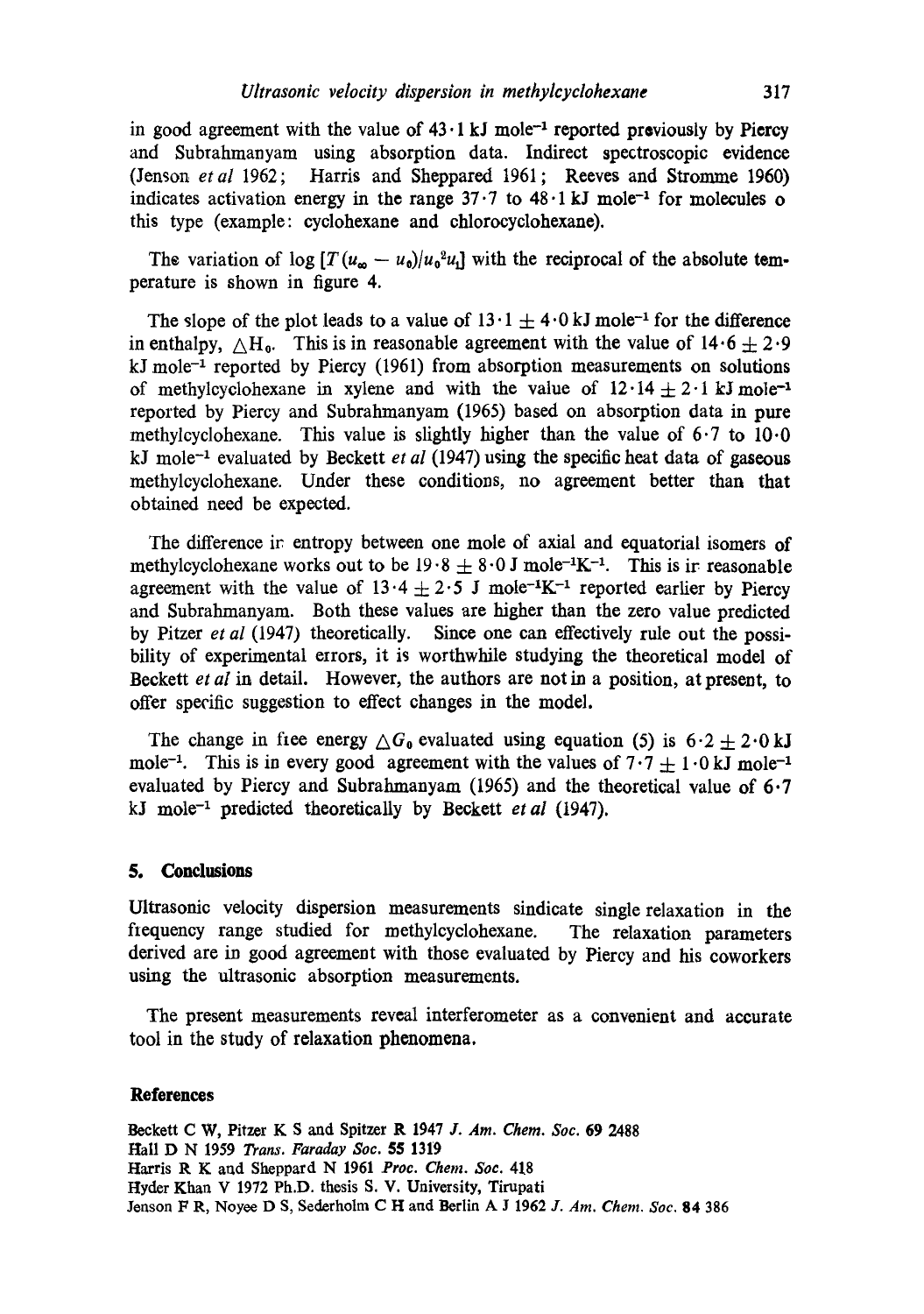in good agreement with the value of $43 \cdot 1$ kJ mole$^{-1}$ reported previously by Piercy and Subrahmanyam using absorption data. Indirect spectroscopic evidence (Jenson *et al* 1962; Harris and Sheppared 1961; Reeves and Stromme 1960) indicates activation energy in the range $37 \cdot 7$ to $48 \cdot 1$ kJ mole$^{-1}$ for molecules o this type (example: cyclohexane and chlorocyclohexane).

The variation of $\log [T(u_{\infty} - u_0)/u_0^2 u_i]$ with the reciprocal of the absolute temperature is shown in figure 4.

The slope of the plot leads to a value of $13 \cdot 1 \pm 4 \cdot 0$ kJ mole$^{-1}$ for the difference in enthalpy, $\triangle H_0$. This is in reasonable agreement with the value of $14 \cdot 6 \pm 2 \cdot 9$ kJ mole$^{-1}$ reported by Piercy (1961) from absorption measurements on solutions of methylcyclohexane in xylene and with the value of $12 \cdot 14 \pm 2 \cdot 1$ kJ mole$^{-1}$ reported by Piercy and Subrahmanyam (1965) based on absorption data in pure methylcyclohexane. This value is slightly higher than the value of $6 \cdot 7$ to $10 \cdot 0$ kJ mole$^{-1}$ evaluated by Beckett *et al* (1947) using the specific heat data of gaseous methylcyclohexane. Under these conditions, no agreement better than that obtained need be expected.

The difference in entropy between one mole of axial and equatorial isomers of methylcyclohexane works out to be $19 \cdot 8 \pm 8 \cdot 0$ J mole$^{-1}$K$^{-1}$. This is in reasonable agreement with the value of $13 \cdot 4 \pm 2 \cdot 5$ J mole$^{-1}$K$^{-1}$ reported earlier by Piercy and Subrahmanyam. Both these values are higher than the zero value predicted by Pitzer *et al* (1947) theoretically. Since one can effectively rule out the possibility of experimental errors, it is worthwhile studying the theoretical model of Beckett *et al* in detail. However, the authors are not in a position, at present, to offer specific suggestion to effect changes in the model.

The change in free energy $\triangle G_0$ evaluated using equation (5) is $6 \cdot 2 \pm 2 \cdot 0$ kJ mole$^{-1}$. This is in every good agreement with the values of $7 \cdot 7 \pm 1 \cdot 0$ kJ mole$^{-1}$ evaluated by Piercy and Subrahmanyam (1965) and the theoretical value of $6 \cdot 7$ kJ mole$^{-1}$ predicted theoretically by Beckett *et al* (1947).

## 5. Conclusions

Ultrasonic velocity dispersion measurements sindicate single relaxation in the frequency range studied for methylcyclohexane. The relaxation parameters derived are in good agreement with those evaluated by Piercy and his coworkers using the ultrasonic absorption measurements.

The present measurements reveal interferometer as a convenient and accurate tool in the study of relaxation phenomena.

## References

Beckett C W, Pitzer K S and Spitzer R 1947 *J. Am. Chem. Soc.* **69** 2488
Hall D N 1959 *Trans. Faraday Soc.* **55** 1319
Harris R K and Sheppard N 1961 *Proc. Chem. Soc.* 418
Hyder Khan V 1972 Ph.D. thesis S. V. University, Tirupati
Jenson F R, Noyee D S, Sederholm C H and Berlin A J 1962 *J. Am. Chem. Soc.* **84** 386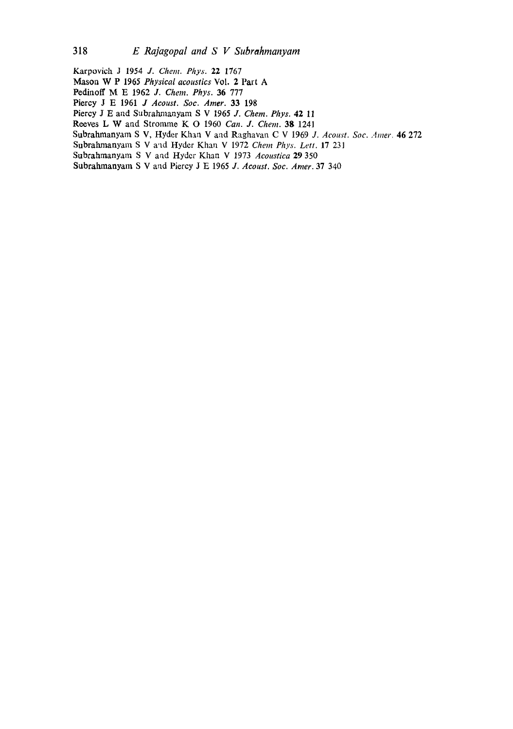Karpovich J 1954 *J. Chem. Phys.* **22** 1767

Mason W P 1965 *Physical acoustics* Vol. **2** Part A

Pedinoff M E 1962 *J. Chem. Phys.* **36** 777

Piercy J E 1961 *J Acoust. Soc. Amer.* **33** 198

Piercy J E and Subrahmanyam S V 1965 *J. Chem. Phys.* **42** 11

Reeves L W and Stromme K O 1960 *Can. J. Chem.* **38** 1241

Subrahmanyam S V, Hyder Khan V and Raghavan C V 1969 *J. Acoust. Soc. Amer.* **46** 272

Subrahmanyam S V and Hyder Khan V 1972 *Chem Phys. Lett.* **17** 231

Subrahmanyam S V and Hyder Khan V 1973 *Acoustica* **29** 350

Subrahmanyam S V and Piercy J E 1965 *J. Acoust. Soc. Amer.* **37** 340